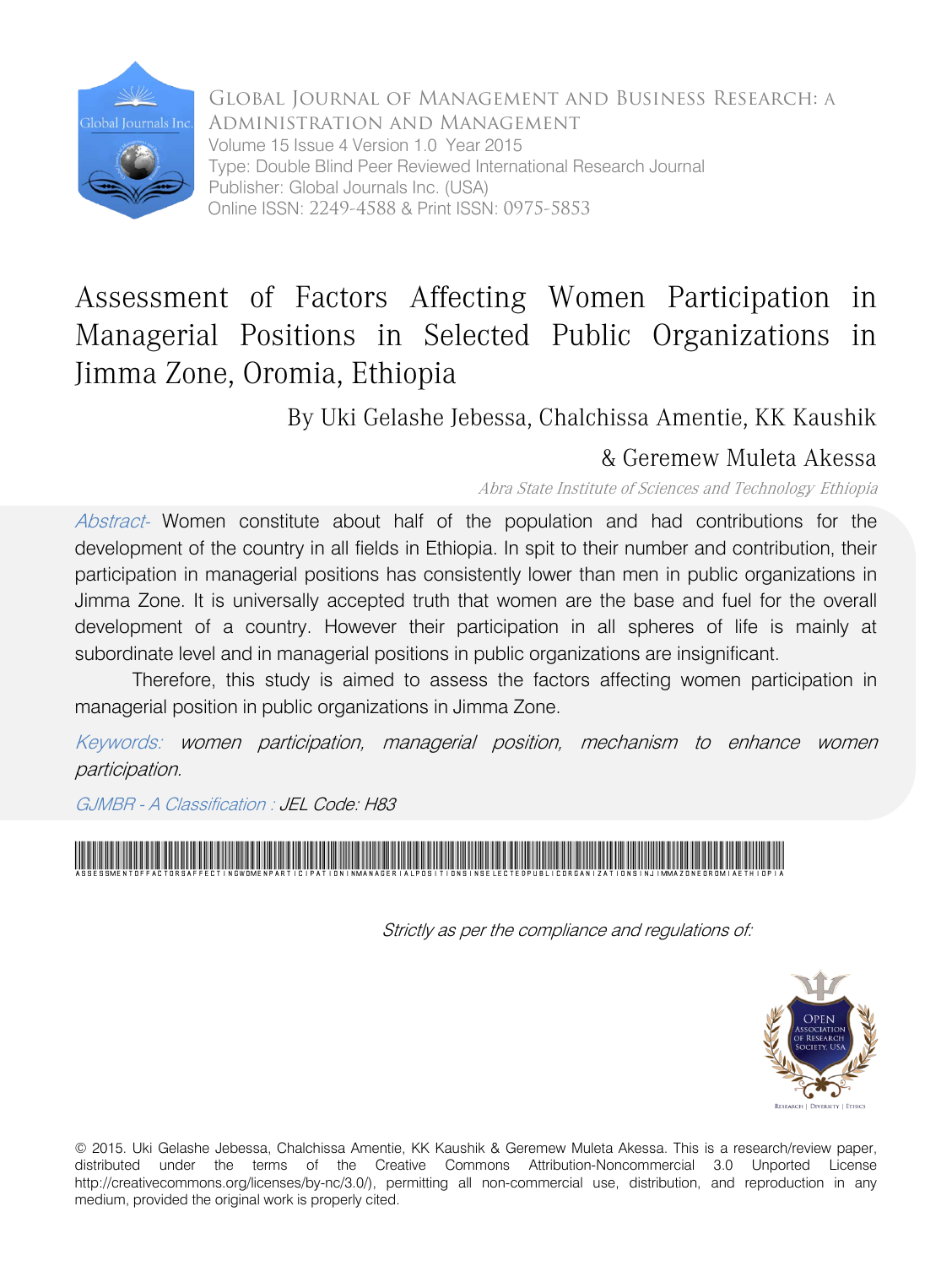Global Journal of Management and Business Research: A Administration and Management
Volume 15 Issue 4 Version 1.0 Year 2015
Type: Double Blind Peer Reviewed International Research Journal
Publisher: Global Journals Inc. (USA)
Online ISSN: 2249-4588 & Print ISSN: 0975-5853

# Assessment of Factors Affecting Women Participation in Managerial Positions in Selected Public Organizations in Jimma Zone, Oromia, Ethiopia

By Uki Gelashe Jebessa, Chalchissa Amentie, KK Kaushik & Geremew Muleta Akessa

*Abra State Institute of Sciences and Technology Ethiopia*

*Abstract-* Women constitute about half of the population and had contributions for the development of the country in all fields in Ethiopia. In spit to their number and contribution, their participation in managerial positions has consistently lower than men in public organizations in Jimma Zone. It is universally accepted truth that women are the base and fuel for the overall development of a country. However their participation in all spheres of life is mainly at subordinate level and in managerial positions in public organizations are insignificant.

Therefore, this study is aimed to assess the factors affecting women participation in managerial position in public organizations in Jimma Zone.

*Keywords: women participation, managerial position, mechanism to enhance women participation.*

*GJMBR - A Classification :* *JEL Code: H83*

*Strictly as per the compliance and regulations of:*

© 2015. Uki Gelashe Jebessa, Chalchissa Amentie, KK Kaushik & Geremew Muleta Akessa. This is a research/review paper, distributed under the terms of the Creative Commons Attribution-Noncommercial 3.0 Unported License http://creativecommons.org/licenses/by-nc/3.0/), permitting all non-commercial use, distribution, and reproduction in any medium, provided the original work is properly cited.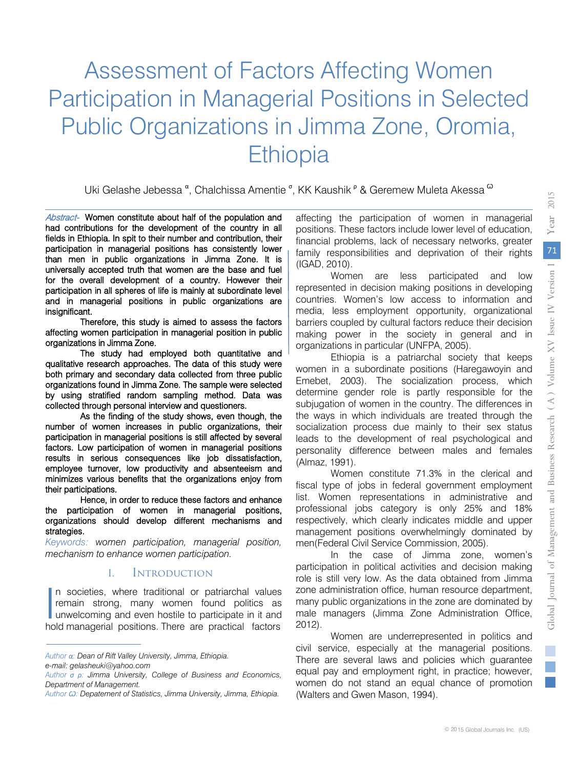# Assessment of Factors Affecting Women Participation in Managerial Positions in Selected Public Organizations in Jimma Zone, Oromia, Ethiopia

Uki Gelashe Jebessa [α], Chalchissa Amentie [σ], KK Kaushik [ρ] & Geremew Muleta Akessa [Ѡ]

*Abstract-* Women constitute about half of the population and had contributions for the development of the country in all fields in Ethiopia. In spit to their number and contribution, their participation in managerial positions has consistently lower than men in public organizations in Jimma Zone. It is universally accepted truth that women are the base and fuel for the overall development of a country. However their participation in all spheres of life is mainly at subordinate level and in managerial positions in public organizations are insignificant.

Therefore, this study is aimed to assess the factors affecting women participation in managerial position in public organizations in Jimma Zone.

The study had employed both quantitative and qualitative research approaches. The data of this study were both primary and secondary data collected from three public organizations found in Jimma Zone. The sample were selected by using stratified random sampling method. Data was collected through personal interview and questioners.

As the finding of the study shows, even though, the number of women increases in public organizations, their participation in managerial positions is still affected by several factors. Low participation of women in managerial positions results in serious consequences like job dissatisfaction, employee turnover, low productivity and absenteeism and minimizes various benefits that the organizations enjoy from their participations.

Hence, in order to reduce these factors and enhance the participation of women in managerial positions, organizations should develop different mechanisms and strategies.

*Keywords: women participation, managerial position, mechanism to enhance women participation.*

## I. Introduction

In societies, where traditional or patriarchal values remain strong, many women found politics as unwelcoming and even hostile to participate in it and hold managerial positions. There are practical factors affecting the participation of women in managerial positions. These factors include lower level of education, financial problems, lack of necessary networks, greater family responsibilities and deprivation of their rights (IGAD, 2010).

Women are less participated and low represented in decision making positions in developing countries. Women's low access to information and media, less employment opportunity, organizational barriers coupled by cultural factors reduce their decision making power in the society in general and in organizations in particular (UNFPA, 2005).

Ethiopia is a patriarchal society that keeps women in a subordinate positions (Haregawoyin and Emebet, 2003). The socialization process, which determine gender role is partly responsible for the subjugation of women in the country. The differences in the ways in which individuals are treated through the socialization process due mainly to their sex status leads to the development of real psychological and personality difference between males and females (Almaz, 1991).

Women constitute 71.3% in the clerical and fiscal type of jobs in federal government employment list. Women representations in administrative and professional jobs category is only 25% and 18% respectively, which clearly indicates middle and upper management positions overwhelmingly dominated by men(Federal Civil Service Commission, 2005).

In the case of Jimma zone, women's participation in political activities and decision making role is still very low. As the data obtained from Jimma zone administration office, human resource department, many public organizations in the zone are dominated by male managers (Jimma Zone Administration Office, 2012).

Women are underrepresented in politics and civil service, especially at the managerial positions. There are several laws and policies which guarantee equal pay and employment right, in practice; however, women do not stand an equal chance of promotion (Walters and Gwen Mason, 1994).

---

*Author α: Dean of Rift Valley University, Jimma, Ethiopia.*
*e-mail: gelasheuki@yahoo.com*
*Author σ ρ: Jimma University, College of Business and Economics, Department of Management.*
*Author Ѡ: Depatement of Statistics, Jimma University, Jimma, Ethiopia.*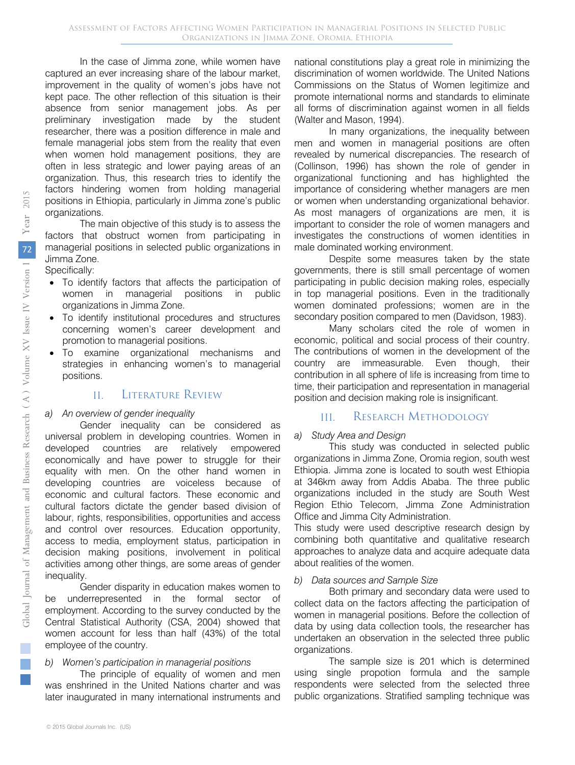In the case of Jimma zone, while women have captured an ever increasing share of the labour market, improvement in the quality of women's jobs have not kept pace. The other reflection of this situation is their absence from senior management jobs. As per preliminary investigation made by the student researcher, there was a position difference in male and female managerial jobs stem from the reality that even when women hold management positions, they are often in less strategic and lower paying areas of an organization. Thus, this research tries to identify the factors hindering women from holding managerial positions in Ethiopia, particularly in Jimma zone's public organizations.

The main objective of this study is to assess the factors that obstruct women from participating in managerial positions in selected public organizations in Jimma Zone.

Specifically:

- To identify factors that affects the participation of women in managerial positions in public organizations in Jimma Zone.
- To identify institutional procedures and structures concerning women's career development and promotion to managerial positions.
- To examine organizational mechanisms and strategies in enhancing women's to managerial positions.

## II. Literature Review

### *a) An overview of gender inequality*

Gender inequality can be considered as universal problem in developing countries. Women in developed countries are relatively empowered economically and have power to struggle for their equality with men. On the other hand women in developing countries are voiceless because of economic and cultural factors. These economic and cultural factors dictate the gender based division of labour, rights, responsibilities, opportunities and access and control over resources. Education opportunity, access to media, employment status, participation in decision making positions, involvement in political activities among other things, are some areas of gender inequality.

Gender disparity in education makes women to be underrepresented in the formal sector of employment. According to the survey conducted by the Central Statistical Authority (CSA, 2004) showed that women account for less than half (43%) of the total employee of the country.

### *b) Women's participation in managerial positions*

The principle of equality of women and men was enshrined in the United Nations charter and was later inaugurated in many international instruments and national constitutions play a great role in minimizing the discrimination of women worldwide. The United Nations Commissions on the Status of Women legitimize and promote international norms and standards to eliminate all forms of discrimination against women in all fields (Walter and Mason, 1994).

In many organizations, the inequality between men and women in managerial positions are often revealed by numerical discrepancies. The research of (Collinson, 1996) has shown the role of gender in organizational functioning and has highlighted the importance of considering whether managers are men or women when understanding organizational behavior. As most managers of organizations are men, it is important to consider the role of women managers and investigates the constructions of women identities in male dominated working environment.

Despite some measures taken by the state governments, there is still small percentage of women participating in public decision making roles, especially in top managerial positions. Even in the traditionally women dominated professions; women are in the secondary position compared to men (Davidson, 1983).

Many scholars cited the role of women in economic, political and social process of their country. The contributions of women in the development of the country are immeasurable. Even though, their contribution in all sphere of life is increasing from time to time, their participation and representation in managerial position and decision making role is insignificant.

## III. Research Methodology

### *a) Study Area and Design*

This study was conducted in selected public organizations in Jimma Zone, Oromia region, south west Ethiopia. Jimma zone is located to south west Ethiopia at 346km away from Addis Ababa. The three public organizations included in the study are South West Region Ethio Telecom, Jimma Zone Administration Office and Jimma City Administration.

This study were used descriptive research design by combining both quantitative and qualitative research approaches to analyze data and acquire adequate data about realities of the women.

### *b) Data sources and Sample Size*

Both primary and secondary data were used to collect data on the factors affecting the participation of women in managerial positions. Before the collection of data by using data collection tools, the researcher has undertaken an observation in the selected three public organizations.

The sample size is 201 which is determined using single propotion formula and the sample respondents were selected from the selected three public organizations. Stratified sampling technique was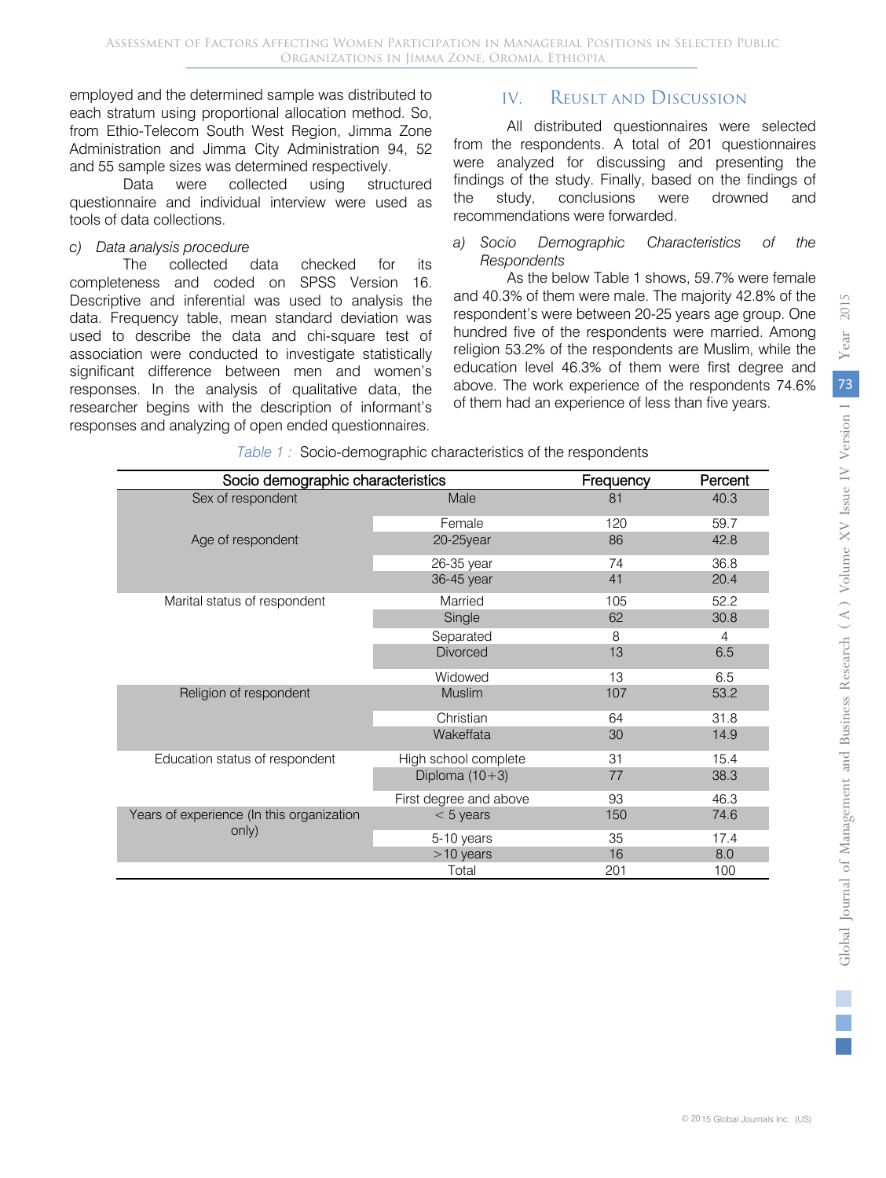employed and the determined sample was distributed to each stratum using proportional allocation method. So, from Ethio-Telecom South West Region, Jimma Zone Administration and Jimma City Administration 94, 52 and 55 sample sizes was determined respectively.

Data were collected using structured questionnaire and individual interview were used as tools of data collections.

*c) Data analysis procedure*

The collected data checked for its completeness and coded on SPSS Version 16. Descriptive and inferential was used to analysis the data. Frequency table, mean standard deviation was used to describe the data and chi-square test of association were conducted to investigate statistically significant difference between men and women's responses. In the analysis of qualitative data, the researcher begins with the description of informant's responses and analyzing of open ended questionnaires.

## IV. Reusult and Discussion

All distributed questionnaires were selected from the respondents. A total of 201 questionnaires were analyzed for discussing and presenting the findings of the study. Finally, based on the findings of the study, conclusions were drowned and recommendations were forwarded.

*a) Socio Demographic Characteristics of the Respondents*

As the below Table 1 shows, 59.7% were female and 40.3% of them were male. The majority 42.8% of the respondent's were between 20-25 years age group. One hundred five of the respondents were married. Among religion 53.2% of the respondents are Muslim, while the education level 46.3% of them were first degree and above. The work experience of the respondents 74.6% of them had an experience of less than five years.

*Table 1 :* Socio-demographic characteristics of the respondents

| Socio demographic characteristics | | Frequency | Percent |
|---|---|---|---|
| Sex of respondent | Male | 81 | 40.3 |
| | Female | 120 | 59.7 |
| Age of respondent | 20-25year | 86 | 42.8 |
| | 26-35 year | 74 | 36.8 |
| | 36-45 year | 41 | 20.4 |
| Marital status of respondent | Married | 105 | 52.2 |
| | Single | 62 | 30.8 |
| | Separated | 8 | 4 |
| | Divorced | 13 | 6.5 |
| | Widowed | 13 | 6.5 |
| Religion of respondent | Muslim | 107 | 53.2 |
| | Christian | 64 | 31.8 |
| | Wakeffata | 30 | 14.9 |
| Education status of respondent | High school complete | 31 | 15.4 |
| | Diploma (10+3) | 77 | 38.3 |
| | First degree and above | 93 | 46.3 |
| Years of experience (In this organization only) | < 5 years | 150 | 74.6 |
| | 5-10 years | 35 | 17.4 |
| | >10 years | 16 | 8.0 |
| | Total | 201 | 100 |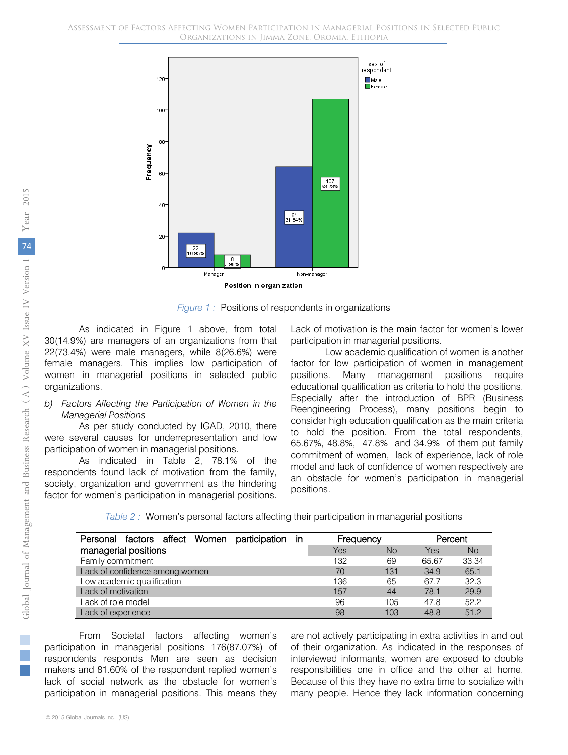Figure 1 : Positions of respondents in organizations

As indicated in Figure 1 above, from total 30(14.9%) are managers of an organizations from that 22(73.4%) were male managers, while 8(26.6%) were female managers. This implies low participation of women in managerial positions in selected public organizations.

*b) Factors Affecting the Participation of Women in the Managerial Positions*

As per study conducted by IGAD, 2010, there were several causes for underrepresentation and low participation of women in managerial positions.

As indicated in Table 2, 78.1% of the respondents found lack of motivation from the family, society, organization and government as the hindering factor for women's participation in managerial positions. Lack of motivation is the main factor for women's lower participation in managerial positions.

Low academic qualification of women is another factor for low participation of women in management positions. Many management positions require educational qualification as criteria to hold the positions. Especially after the introduction of BPR (Business Reengineering Process), many positions begin to consider high education qualification as the main criteria to hold the position. From the total respondents, 65.67%, 48.8%, 47.8% and 34.9% of them put family commitment of women, lack of experience, lack of role model and lack of confidence of women respectively are an obstacle for women's participation in managerial positions.

Table 2 : Women's personal factors affecting their participation in managerial positions

| Personal factors affect Women participation in managerial positions | Frequency | | Percent | |
|---|---|---|---|---|
| | Yes | No | Yes | No |
| Family commitment | 132 | 69 | 65.67 | 33.34 |
| Lack of confidence among women | 70 | 131 | 34.9 | 65.1 |
| Low academic qualification | 136 | 65 | 67.7 | 32.3 |
| Lack of motivation | 157 | 44 | 78.1 | 29.9 |
| Lack of role model | 96 | 105 | 47.8 | 52.2 |
| Lack of experience | 98 | 103 | 48.8 | 51.2 |

From Societal factors affecting women's participation in managerial positions 176(87.07%) of respondents responds Men are seen as decision makers and 81.60% of the respondent replied women's lack of social network as the obstacle for women's participation in managerial positions. This means they are not actively participating in extra activities in and out of their organization. As indicated in the responses of interviewed informants, women are exposed to double responsibilities one in office and the other at home. Because of this they have no extra time to socialize with many people. Hence they lack information concerning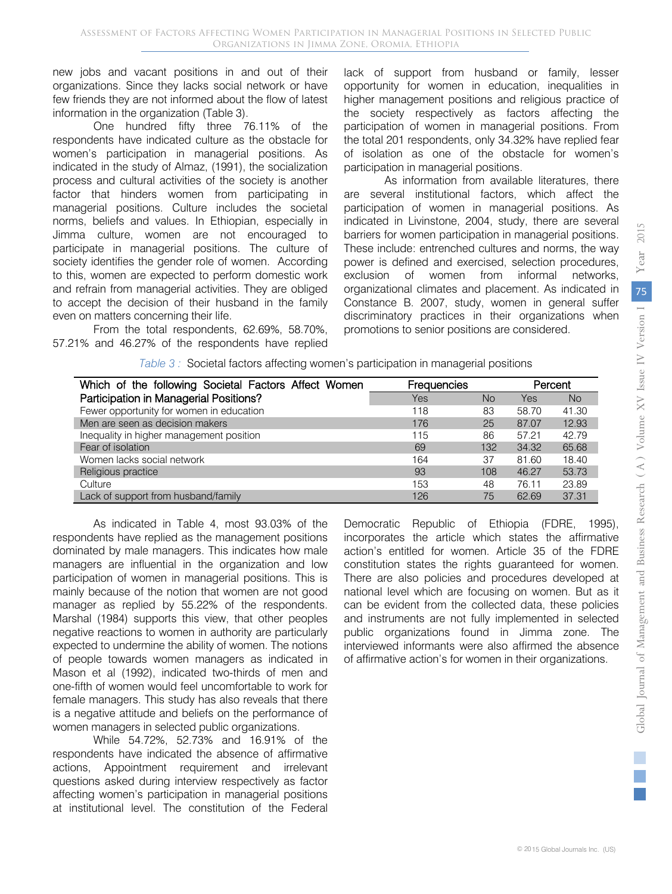new jobs and vacant positions in and out of their organizations. Since they lacks social network or have few friends they are not informed about the flow of latest information in the organization (Table 3).

One hundred fifty three 76.11% of the respondents have indicated culture as the obstacle for women's participation in managerial positions. As indicated in the study of Almaz, (1991), the socialization process and cultural activities of the society is another factor that hinders women from participating in managerial positions. Culture includes the societal norms, beliefs and values. In Ethiopian, especially in Jimma culture, women are not encouraged to participate in managerial positions. The culture of society identifies the gender role of women. According to this, women are expected to perform domestic work and refrain from managerial activities. They are obliged to accept the decision of their husband in the family even on matters concerning their life.

From the total respondents, 62.69%, 58.70%, 57.21% and 46.27% of the respondents have replied lack of support from husband or family, lesser opportunity for women in education, inequalities in higher management positions and religious practice of the society respectively as factors affecting the participation of women in managerial positions. From the total 201 respondents, only 34.32% have replied fear of isolation as one of the obstacle for women's participation in managerial positions.

As information from available literatures, there are several institutional factors, which affect the participation of women in managerial positions. As indicated in Livinstone, 2004, study, there are several barriers for women participation in managerial positions. These include: entrenched cultures and norms, the way power is defined and exercised, selection procedures, exclusion of women from informal networks, organizational climates and placement. As indicated in Constance B. 2007, study, women in general suffer discriminatory practices in their organizations when promotions to senior positions are considered.

*Table 3 :* Societal factors affecting women's participation in managerial positions

| Which of the following Societal Factors Affect Women Participation in Managerial Positions? | Frequencies | | Percent | |
|---|---|---|---|---|
| | Yes | No | Yes | No |
| Fewer opportunity for women in education | 118 | 83 | 58.70 | 41.30 |
| Men are seen as decision makers | 176 | 25 | 87.07 | 12.93 |
| Inequality in higher management position | 115 | 86 | 57.21 | 42.79 |
| Fear of isolation | 69 | 132 | 34.32 | 65.68 |
| Women lacks social network | 164 | 37 | 81.60 | 18.40 |
| Religious practice | 93 | 108 | 46.27 | 53.73 |
| Culture | 153 | 48 | 76.11 | 23.89 |
| Lack of support from husband/family | 126 | 75 | 62.69 | 37.31 |

As indicated in Table 4, most 93.03% of the respondents have replied as the management positions dominated by male managers. This indicates how male managers are influential in the organization and low participation of women in managerial positions. This is mainly because of the notion that women are not good manager as replied by 55.22% of the respondents. Marshal (1984) supports this view, that other peoples negative reactions to women in authority are particularly expected to undermine the ability of women. The notions of people towards women managers as indicated in Mason et al (1992), indicated two-thirds of men and one-fifth of women would feel uncomfortable to work for female managers. This study has also reveals that there is a negative attitude and beliefs on the performance of women managers in selected public organizations.

While 54.72%, 52.73% and 16.91% of the respondents have indicated the absence of affirmative actions, Appointment requirement and irrelevant questions asked during interview respectively as factor affecting women's participation in managerial positions at institutional level. The constitution of the Federal Democratic Republic of Ethiopia (FDRE, 1995), incorporates the article which states the affirmative action's entitled for women. Article 35 of the FDRE constitution states the rights guaranteed for women. There are also policies and procedures developed at national level which are focusing on women. But as it can be evident from the collected data, these policies and instruments are not fully implemented in selected public organizations found in Jimma zone. The interviewed informants were also affirmed the absence of affirmative action's for women in their organizations.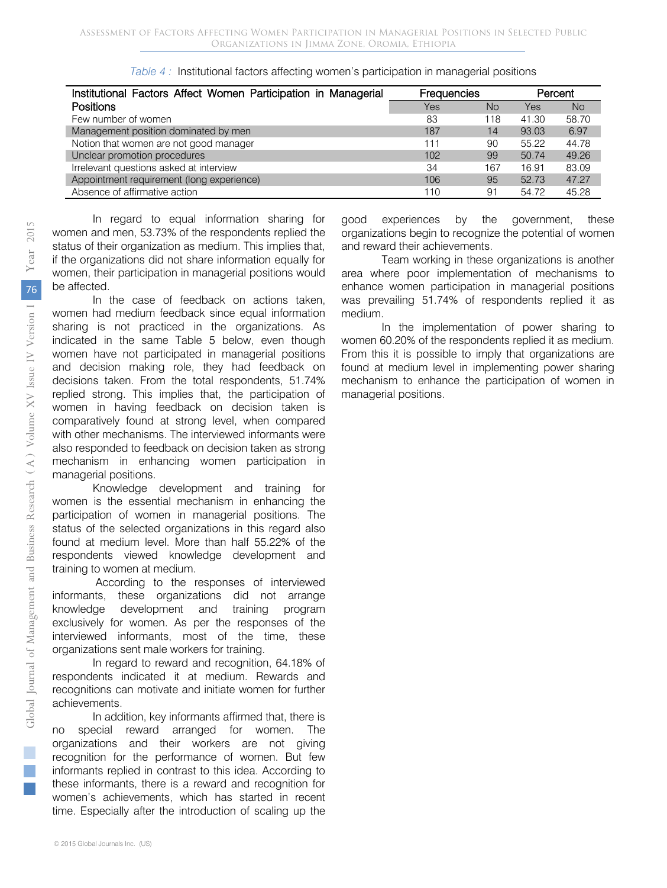*Table 4 :* Institutional factors affecting women's participation in managerial positions

| Institutional Factors Affect Women Participation in Managerial Positions | Frequencies | | Percent | |
|---|---|---|---|---|
| | Yes | No | Yes | No |
| Few number of women | 83 | 118 | 41.30 | 58.70 |
| Management position dominated by men | 187 | 14 | 93.03 | 6.97 |
| Notion that women are not good manager | 111 | 90 | 55.22 | 44.78 |
| Unclear promotion procedures | 102 | 99 | 50.74 | 49.26 |
| Irrelevant questions asked at interview | 34 | 167 | 16.91 | 83.09 |
| Appointment requirement (long experience) | 106 | 95 | 52.73 | 47.27 |
| Absence of affirmative action | 110 | 91 | 54.72 | 45.28 |

In regard to equal information sharing for women and men, 53.73% of the respondents replied the status of their organization as medium. This implies that, if the organizations did not share information equally for women, their participation in managerial positions would be affected.

In the case of feedback on actions taken, women had medium feedback since equal information sharing is not practiced in the organizations. As indicated in the same Table 5 below, even though women have not participated in managerial positions and decision making role, they had feedback on decisions taken. From the total respondents, 51.74% replied strong. This implies that, the participation of women in having feedback on decision taken is comparatively found at strong level, when compared with other mechanisms. The interviewed informants were also responded to feedback on decision taken as strong mechanism in enhancing women participation in managerial positions.

Knowledge development and training for women is the essential mechanism in enhancing the participation of women in managerial positions. The status of the selected organizations in this regard also found at medium level. More than half 55.22% of the respondents viewed knowledge development and training to women at medium.

According to the responses of interviewed informants, these organizations did not arrange knowledge development and training program exclusively for women. As per the responses of the interviewed informants, most of the time, these organizations sent male workers for training.

In regard to reward and recognition, 64.18% of respondents indicated it at medium. Rewards and recognitions can motivate and initiate women for further achievements.

In addition, key informants affirmed that, there is no special reward arranged for women. The organizations and their workers are not giving recognition for the performance of women. But few informants replied in contrast to this idea. According to these informants, there is a reward and recognition for women's achievements, which has started in recent time. Especially after the introduction of scaling up the good experiences by the government, these organizations begin to recognize the potential of women and reward their achievements.

Team working in these organizations is another area where poor implementation of mechanisms to enhance women participation in managerial positions was prevailing 51.74% of respondents replied it as medium.

In the implementation of power sharing to women 60.20% of the respondents replied it as medium. From this it is possible to imply that organizations are found at medium level in implementing power sharing mechanism to enhance the participation of women in managerial positions.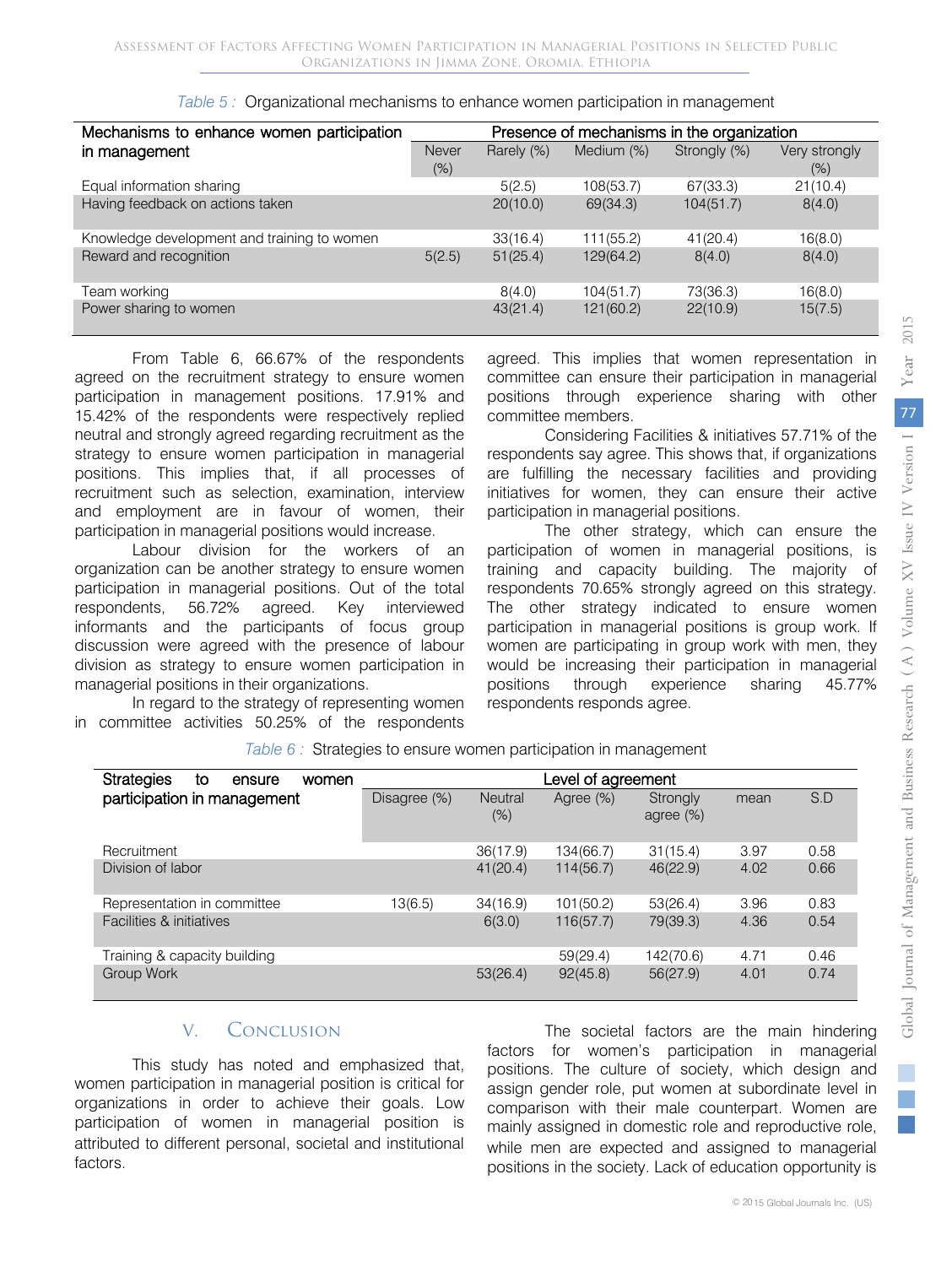*Table 5 :* Organizational mechanisms to enhance women participation in management

| Mechanisms to enhance women participation in management | Presence of mechanisms in the organization | | | | |
|---|---|---|---|---|---|
| | Never (%) | Rarely (%) | Medium (%) | Strongly (%) | Very strongly (%) |
| Equal information sharing | | 5(2.5) | 108(53.7) | 67(33.3) | 21(10.4) |
| Having feedback on actions taken | | 20(10.0) | 69(34.3) | 104(51.7) | 8(4.0) |
| Knowledge development and training to women | | 33(16.4) | 111(55.2) | 41(20.4) | 16(8.0) |
| Reward and recognition | 5(2.5) | 51(25.4) | 129(64.2) | 8(4.0) | 8(4.0) |
| Team working | | 8(4.0) | 104(51.7) | 73(36.3) | 16(8.0) |
| Power sharing to women | | 43(21.4) | 121(60.2) | 22(10.9) | 15(7.5) |

From Table 6, 66.67% of the respondents agreed on the recruitment strategy to ensure women participation in management positions. 17.91% and 15.42% of the respondents were respectively replied neutral and strongly agreed regarding recruitment as the strategy to ensure women participation in managerial positions. This implies that, if all processes of recruitment such as selection, examination, interview and employment are in favour of women, their participation in managerial positions would increase.

Labour division for the workers of an organization can be another strategy to ensure women participation in managerial positions. Out of the total respondents, 56.72% agreed. Key interviewed informants and the participants of focus group discussion were agreed with the presence of labour division as strategy to ensure women participation in managerial positions in their organizations.

In regard to the strategy of representing women in committee activities 50.25% of the respondents agreed. This implies that women representation in committee can ensure their participation in managerial positions through experience sharing with other committee members.

Considering Facilities & initiatives 57.71% of the respondents say agree. This shows that, if organizations are fulfilling the necessary facilities and providing initiatives for women, they can ensure their active participation in managerial positions.

The other strategy, which can ensure the participation of women in managerial positions, is training and capacity building. The majority of respondents 70.65% strongly agreed on this strategy. The other strategy indicated to ensure women participation in managerial positions is group work. If women are participating in group work with men, they would be increasing their participation in managerial positions through experience sharing 45.77% respondents responds agree.

*Table 6 :* Strategies to ensure women participation in management

| Strategies to ensure women participation in management | Level of agreement | | | | | |
|---|---|---|---|---|---|---|
| | Disagree (%) | Neutral (%) | Agree (%) | Strongly agree (%) | mean | S.D |
| Recruitment | | 36(17.9) | 134(66.7) | 31(15.4) | 3.97 | 0.58 |
| Division of labor | | 41(20.4) | 114(56.7) | 46(22.9) | 4.02 | 0.66 |
| Representation in committee | 13(6.5) | 34(16.9) | 101(50.2) | 53(26.4) | 3.96 | 0.83 |
| Facilities & initiatives | | 6(3.0) | 116(57.7) | 79(39.3) | 4.36 | 0.54 |
| Training & capacity building | | | 59(29.4) | 142(70.6) | 4.71 | 0.46 |
| Group Work | | 53(26.4) | 92(45.8) | 56(27.9) | 4.01 | 0.74 |

## V. Conclusion

This study has noted and emphasized that, women participation in managerial position is critical for organizations in order to achieve their goals. Low participation of women in managerial position is attributed to different personal, societal and institutional factors.

The societal factors are the main hindering factors for women's participation in managerial positions. The culture of society, which design and assign gender role, put women at subordinate level in comparison with their male counterpart. Women are mainly assigned in domestic role and reproductive role, while men are expected and assigned to managerial positions in the society. Lack of education opportunity is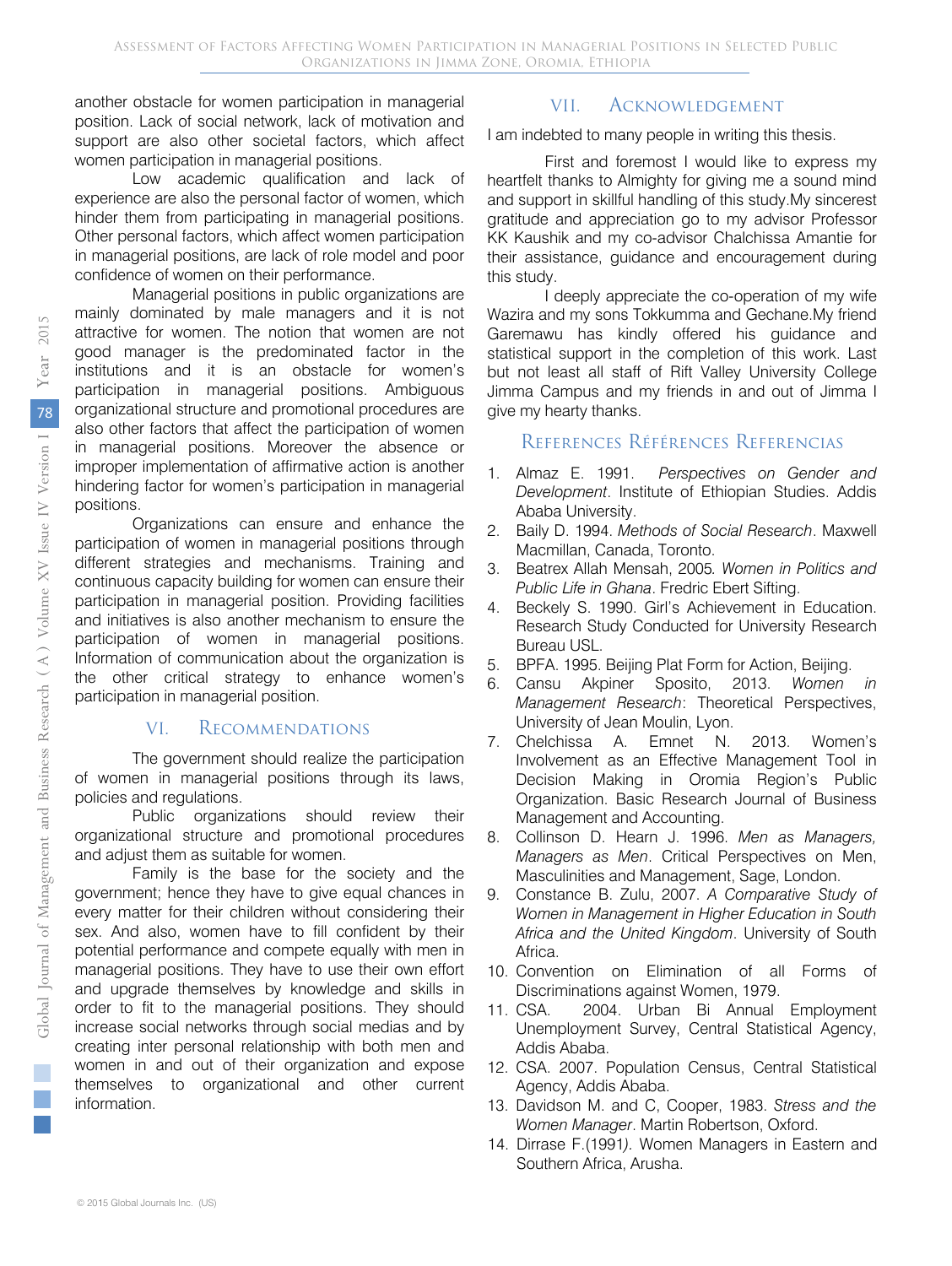another obstacle for women participation in managerial position. Lack of social network, lack of motivation and support are also other societal factors, which affect women participation in managerial positions.

Low academic qualification and lack of experience are also the personal factor of women, which hinder them from participating in managerial positions. Other personal factors, which affect women participation in managerial positions, are lack of role model and poor confidence of women on their performance.

Managerial positions in public organizations are mainly dominated by male managers and it is not attractive for women. The notion that women are not good manager is the predominated factor in the institutions and it is an obstacle for women's participation in managerial positions. Ambiguous organizational structure and promotional procedures are also other factors that affect the participation of women in managerial positions. Moreover the absence or improper implementation of affirmative action is another hindering factor for women's participation in managerial positions.

Organizations can ensure and enhance the participation of women in managerial positions through different strategies and mechanisms. Training and continuous capacity building for women can ensure their participation in managerial position. Providing facilities and initiatives is also another mechanism to ensure the participation of women in managerial positions. Information of communication about the organization is the other critical strategy to enhance women's participation in managerial position.

## VI. Recommendations

The government should realize the participation of women in managerial positions through its laws, policies and regulations.

Public organizations should review their organizational structure and promotional procedures and adjust them as suitable for women.

Family is the base for the society and the government; hence they have to give equal chances in every matter for their children without considering their sex. And also, women have to fill confident by their potential performance and compete equally with men in managerial positions. They have to use their own effort and upgrade themselves by knowledge and skills in order to fit to the managerial positions. They should increase social networks through social medias and by creating inter personal relationship with both men and women in and out of their organization and expose themselves to organizational and other current information.

## VII. Acknowledgement

I am indebted to many people in writing this thesis.

First and foremost I would like to express my heartfelt thanks to Almighty for giving me a sound mind and support in skillful handling of this study.My sincerest gratitude and appreciation go to my advisor Professor KK Kaushik and my co-advisor Chalchissa Amantie for their assistance, guidance and encouragement during this study.

I deeply appreciate the co-operation of my wife Wazira and my sons Tokkumma and Gechane.My friend Garemawu has kindly offered his guidance and statistical support in the completion of this work. Last but not least all staff of Rift Valley University College Jimma Campus and my friends in and out of Jimma I give my hearty thanks.

## References Références Referencias

1. Almaz E. 1991. *Perspectives on Gender and Development*. Institute of Ethiopian Studies. Addis Ababa University.
2. Baily D. 1994. *Methods of Social Research*. Maxwell Macmillan, Canada, Toronto.
3. Beatrex Allah Mensah, 2005*. Women in Politics and Public Life in Ghana*. Fredric Ebert Sifting.
4. Beckely S. 1990. Girl's Achievement in Education. Research Study Conducted for University Research Bureau USL.
5. BPFA. 1995. Beijing Plat Form for Action, Beijing.
6. Cansu Akpiner Sposito, 2013. *Women in Management Research*: Theoretical Perspectives, University of Jean Moulin, Lyon.
7. Chelchissa A. Emnet N. 2013. Women's Involvement as an Effective Management Tool in Decision Making in Oromia Region's Public Organization. Basic Research Journal of Business Management and Accounting.
8. Collinson D. Hearn J. 1996. *Men as Managers, Managers as Men*. Critical Perspectives on Men, Masculinities and Management, Sage, London.
9. Constance B. Zulu, 2007. *A Comparative Study of Women in Management in Higher Education in South Africa and the United Kingdom*. University of South Africa.
10. Convention on Elimination of all Forms of Discriminations against Women, 1979.
11. CSA. 2004. Urban Bi Annual Employment Unemployment Survey, Central Statistical Agency, Addis Ababa.
12. CSA. 2007. Population Census, Central Statistical Agency, Addis Ababa.
13. Davidson M. and C, Cooper, 1983. *Stress and the Women Manager*. Martin Robertson, Oxford.
14. Dirrase F.(1991*)*. Women Managers in Eastern and Southern Africa, Arusha.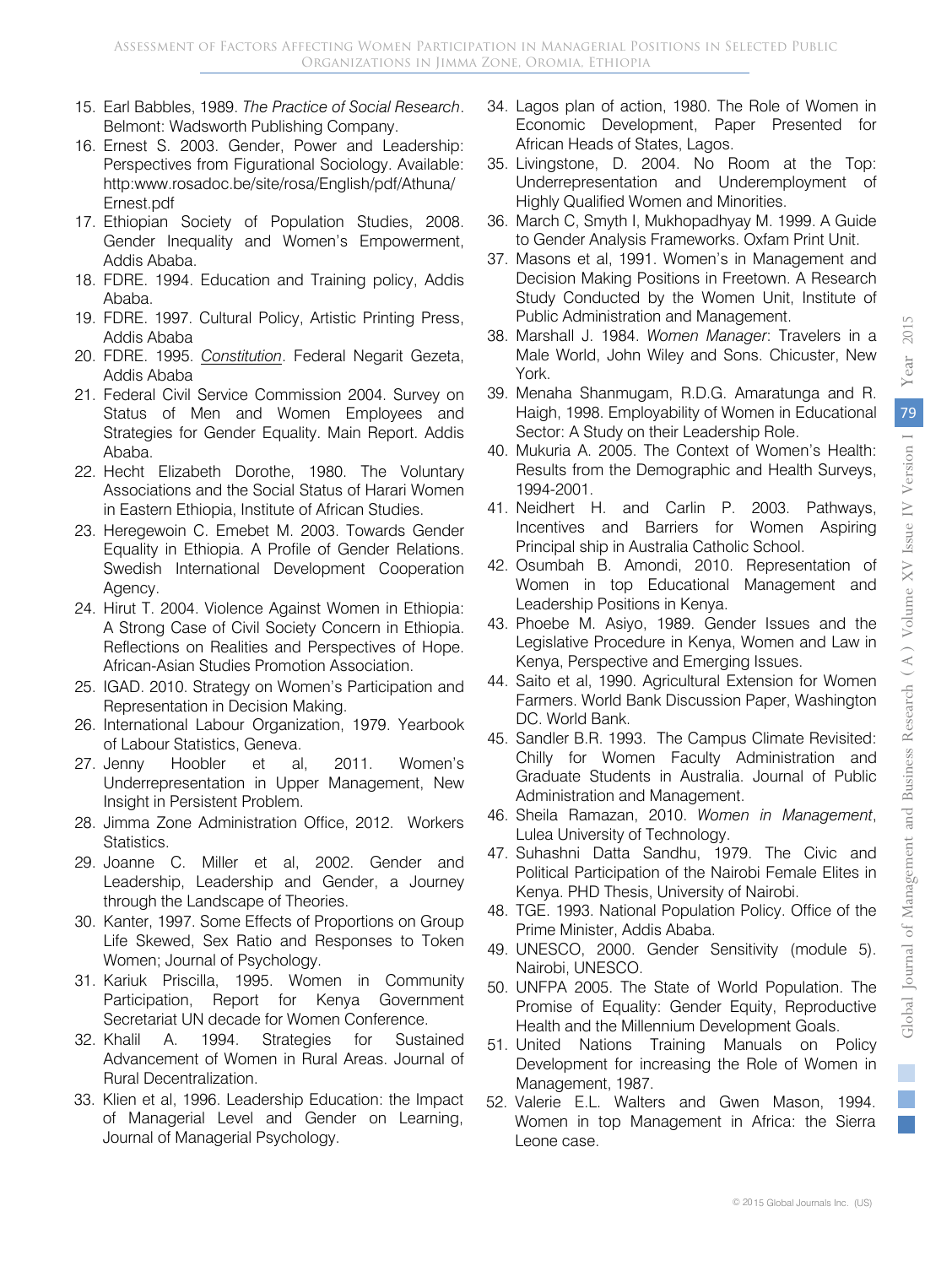15. Earl Babbles, 1989. *The Practice of Social Research*. Belmont: Wadsworth Publishing Company.
16. Ernest S. 2003. Gender, Power and Leadership: Perspectives from Figurational Sociology. Available: http:www.rosadoc.be/site/rosa/English/pdf/Athuna/Ernest.pdf
17. Ethiopian Society of Population Studies, 2008. Gender Inequality and Women's Empowerment, Addis Ababa.
18. FDRE. 1994. Education and Training policy, Addis Ababa.
19. FDRE. 1997. Cultural Policy, Artistic Printing Press, Addis Ababa
20. FDRE. 1995. *Constitution*. Federal Negarit Gezeta, Addis Ababa
21. Federal Civil Service Commission 2004. Survey on Status of Men and Women Employees and Strategies for Gender Equality. Main Report. Addis Ababa.
22. Hecht Elizabeth Dorothe, 1980. The Voluntary Associations and the Social Status of Harari Women in Eastern Ethiopia, Institute of African Studies.
23. Heregewoin C. Emebet M. 2003. Towards Gender Equality in Ethiopia. A Profile of Gender Relations. Swedish International Development Cooperation Agency.
24. Hirut T. 2004. Violence Against Women in Ethiopia: A Strong Case of Civil Society Concern in Ethiopia. Reflections on Realities and Perspectives of Hope. African-Asian Studies Promotion Association.
25. IGAD. 2010. Strategy on Women's Participation and Representation in Decision Making.
26. International Labour Organization, 1979. Yearbook of Labour Statistics, Geneva.
27. Jenny Hoobler et al, 2011. Women's Underrepresentation in Upper Management, New Insight in Persistent Problem.
28. Jimma Zone Administration Office, 2012. Workers Statistics.
29. Joanne C. Miller et al, 2002. Gender and Leadership, Leadership and Gender, a Journey through the Landscape of Theories.
30. Kanter, 1997. Some Effects of Proportions on Group Life Skewed, Sex Ratio and Responses to Token Women; Journal of Psychology.
31. Kariuk Priscilla, 1995. Women in Community Participation, Report for Kenya Government Secretariat UN decade for Women Conference.
32. Khalil A. 1994. Strategies for Sustained Advancement of Women in Rural Areas. Journal of Rural Decentralization.
33. Klien et al, 1996. Leadership Education: the Impact of Managerial Level and Gender on Learning, Journal of Managerial Psychology.
34. Lagos plan of action, 1980. The Role of Women in Economic Development, Paper Presented for African Heads of States, Lagos.
35. Livingstone, D. 2004. No Room at the Top: Underrepresentation and Underemployment of Highly Qualified Women and Minorities.
36. March C, Smyth I, Mukhopadhyay M. 1999. A Guide to Gender Analysis Frameworks. Oxfam Print Unit.
37. Masons et al, 1991. Women's in Management and Decision Making Positions in Freetown. A Research Study Conducted by the Women Unit, Institute of Public Administration and Management.
38. Marshall J. 1984. *Women Manager*: Travelers in a Male World, John Wiley and Sons. Chicuster, New York.
39. Menaha Shanmugam, R.D.G. Amaratunga and R. Haigh, 1998. Employability of Women in Educational Sector: A Study on their Leadership Role.
40. Mukuria A. 2005. The Context of Women's Health: Results from the Demographic and Health Surveys, 1994-2001.
41. Neidhert H. and Carlin P. 2003. Pathways, Incentives and Barriers for Women Aspiring Principal ship in Australia Catholic School.
42. Osumbah B. Amondi, 2010. Representation of Women in top Educational Management and Leadership Positions in Kenya.
43. Phoebe M. Asiyo, 1989. Gender Issues and the Legislative Procedure in Kenya, Women and Law in Kenya, Perspective and Emerging Issues.
44. Saito et al, 1990. Agricultural Extension for Women Farmers. World Bank Discussion Paper, Washington DC. World Bank.
45. Sandler B.R. 1993. The Campus Climate Revisited: Chilly for Women Faculty Administration and Graduate Students in Australia. Journal of Public Administration and Management.
46. Sheila Ramazan, 2010. *Women in Management*, Lulea University of Technology.
47. Suhashni Datta Sandhu, 1979. The Civic and Political Participation of the Nairobi Female Elites in Kenya. PHD Thesis, University of Nairobi.
48. TGE. 1993. National Population Policy. Office of the Prime Minister, Addis Ababa.
49. UNESCO, 2000. Gender Sensitivity (module 5). Nairobi, UNESCO.
50. UNFPA 2005. The State of World Population. The Promise of Equality: Gender Equity, Reproductive Health and the Millennium Development Goals.
51. United Nations Training Manuals on Policy Development for increasing the Role of Women in Management, 1987.
52. Valerie E.L. Walters and Gwen Mason, 1994. Women in top Management in Africa: the Sierra Leone case.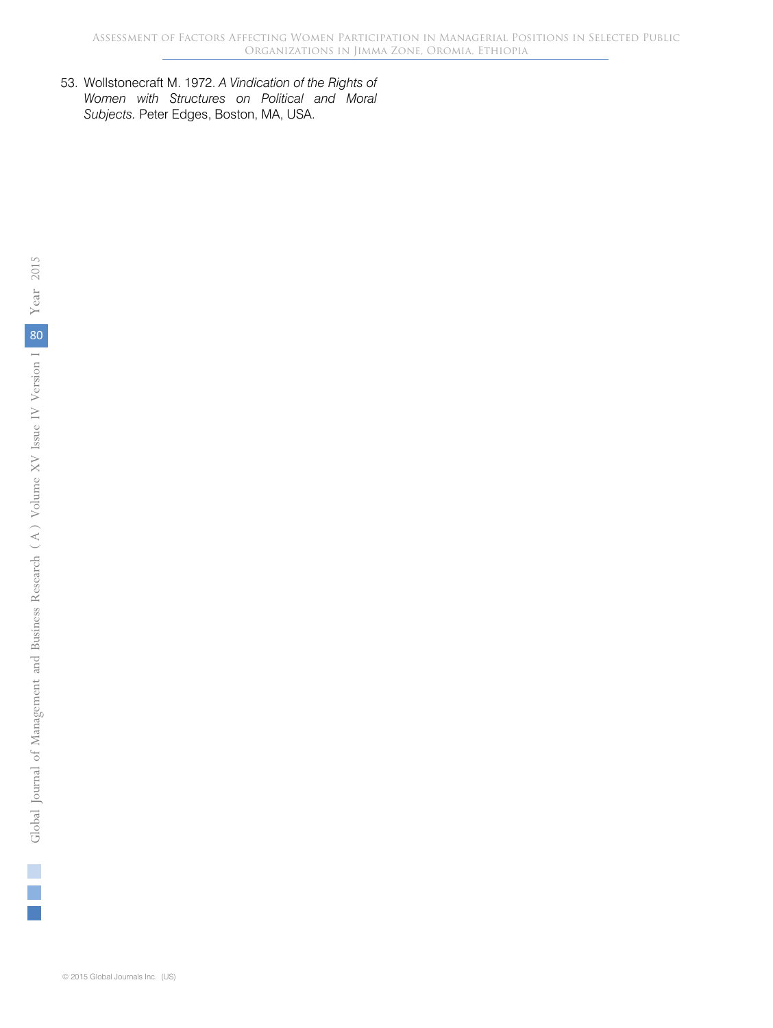53. Wollstonecraft M. 1972. *A Vindication of the Rights of Women with Structures on Political and Moral Subjects.* Peter Edges, Boston, MA, USA.